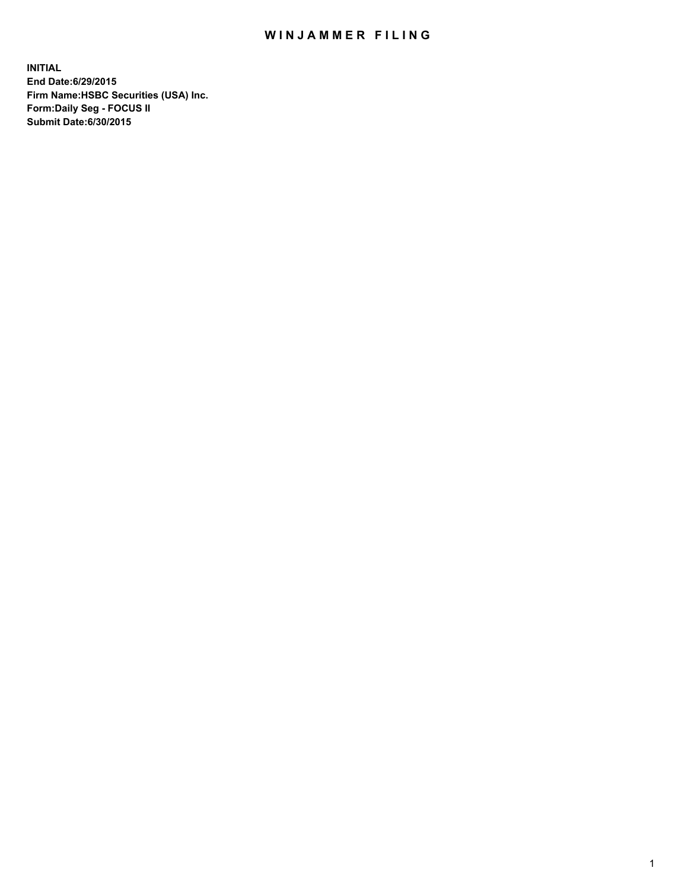# WINJAMMER FILING

**INITIAL**
**End Date:6/29/2015**
**Firm Name:HSBC Securities (USA) Inc.**
**Form:Daily Seg - FOCUS II**
**Submit Date:6/30/2015**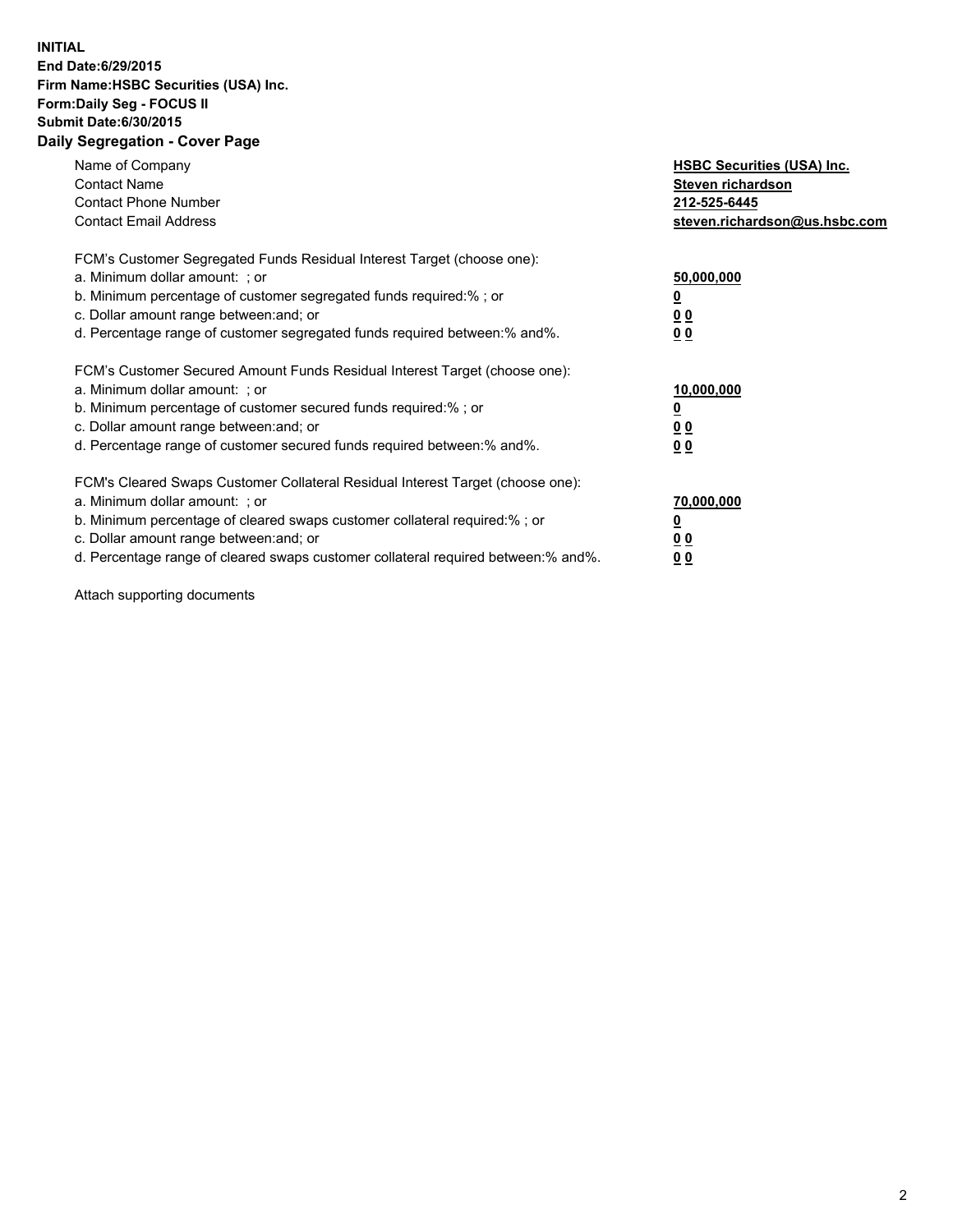**INITIAL**
**End Date:6/29/2015**
**Firm Name:HSBC Securities (USA) Inc.**
**Form:Daily Seg - FOCUS II**
**Submit Date:6/30/2015**

## Daily Segregation - Cover Page

| | |
|---|---|
| Name of Company | **HSBC Securities (USA) Inc.** |
| Contact Name | **Steven richardson** |
| Contact Phone Number | **212-525-6445** |
| Contact Email Address | **steven.richardson@us.hsbc.com** |

| | |
|---|---|
| FCM's Customer Segregated Funds Residual Interest Target (choose one): | |
| a. Minimum dollar amount: ; or | **50,000,000** |
| b. Minimum percentage of customer segregated funds required:% ; or | **0** |
| c. Dollar amount range between:and; or | **0 0** |
| d. Percentage range of customer segregated funds required between:% and%. | **0 0** |

| | |
|---|---|
| FCM's Customer Secured Amount Funds Residual Interest Target (choose one): | |
| a. Minimum dollar amount: ; or | **10,000,000** |
| b. Minimum percentage of customer secured funds required:% ; or | **0** |
| c. Dollar amount range between:and; or | **0 0** |
| d. Percentage range of customer secured funds required between:% and%. | **0 0** |

| | |
|---|---|
| FCM's Cleared Swaps Customer Collateral Residual Interest Target (choose one): | |
| a. Minimum dollar amount: ; or | **70,000,000** |
| b. Minimum percentage of cleared swaps customer collateral required:% ; or | **0** |
| c. Dollar amount range between:and; or | **0 0** |
| d. Percentage range of cleared swaps customer collateral required between:% and%. | **0 0** |

Attach supporting documents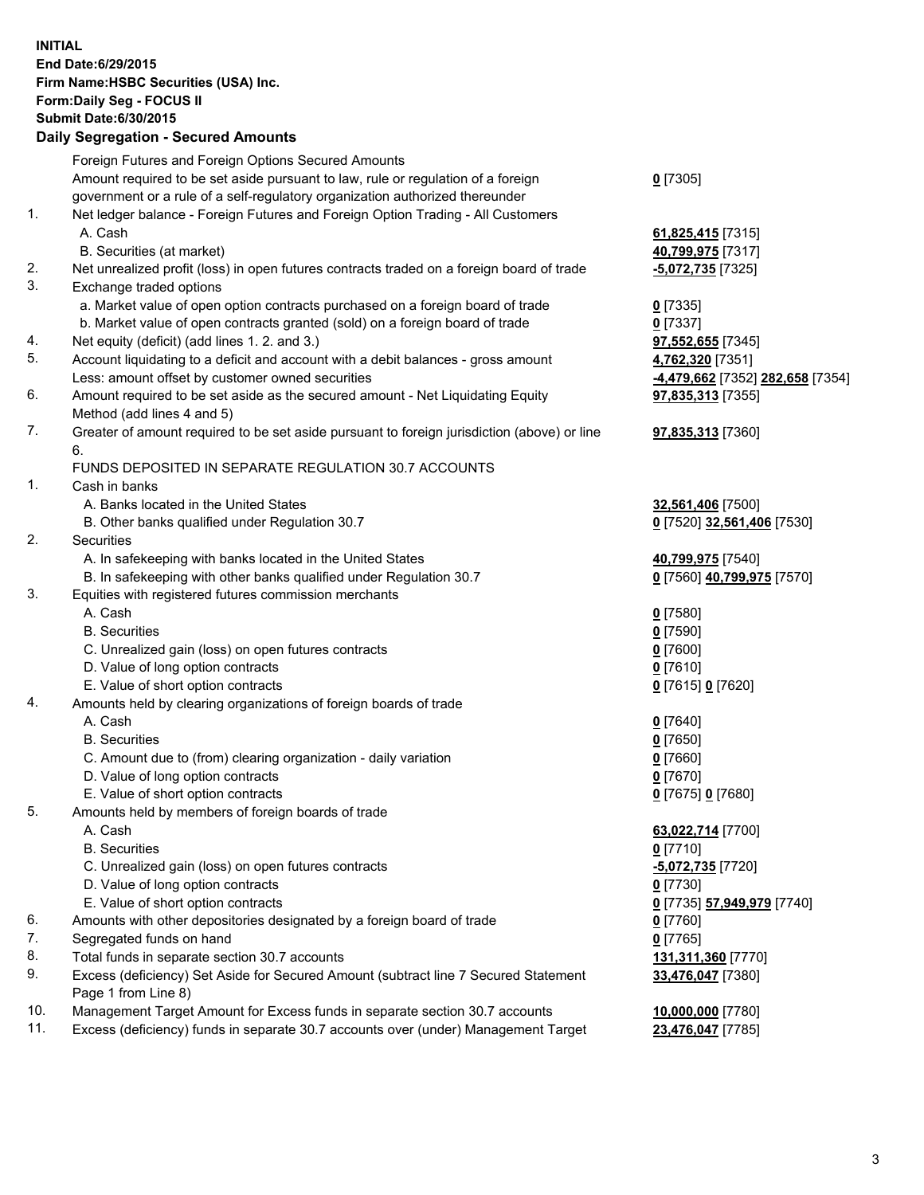**INITIAL**
**End Date:6/29/2015**
**Firm Name:HSBC Securities (USA) Inc.**
**Form:Daily Seg - FOCUS II**
**Submit Date:6/30/2015**

## Daily Segregation - Secured Amounts

| | | |
|---|---|---|
| | Foreign Futures and Foreign Options Secured Amounts | |
| | Amount required to be set aside pursuant to law, rule or regulation of a foreign government or a rule of a self-regulatory organization authorized thereunder | **0** [7305] |
| 1. | Net ledger balance - Foreign Futures and Foreign Option Trading - All Customers | |
| | A. Cash | **61,825,415** [7315] |
| | B. Securities (at market) | **40,799,975** [7317] |
| 2. | Net unrealized profit (loss) in open futures contracts traded on a foreign board of trade | **-5,072,735** [7325] |
| 3. | Exchange traded options | |
| | a. Market value of open option contracts purchased on a foreign board of trade | **0** [7335] |
| | b. Market value of open contracts granted (sold) on a foreign board of trade | **0** [7337] |
| 4. | Net equity (deficit) (add lines 1. 2. and 3.) | **97,552,655** [7345] |
| 5. | Account liquidating to a deficit and account with a debit balances - gross amount | **4,762,320** [7351] |
| | Less: amount offset by customer owned securities | **-4,479,662** [7352] **282,658** [7354] |
| 6. | Amount required to be set aside as the secured amount - Net Liquidating Equity Method (add lines 4 and 5) | **97,835,313** [7355] |
| 7. | Greater of amount required to be set aside pursuant to foreign jurisdiction (above) or line 6. | **97,835,313** [7360] |
| | FUNDS DEPOSITED IN SEPARATE REGULATION 30.7 ACCOUNTS | |
| 1. | Cash in banks | |
| | A. Banks located in the United States | **32,561,406** [7500] |
| | B. Other banks qualified under Regulation 30.7 | **0** [7520] **32,561,406** [7530] |
| 2. | Securities | |
| | A. In safekeeping with banks located in the United States | **40,799,975** [7540] |
| | B. In safekeeping with other banks qualified under Regulation 30.7 | **0** [7560] **40,799,975** [7570] |
| 3. | Equities with registered futures commission merchants | |
| | A. Cash | **0** [7580] |
| | B. Securities | **0** [7590] |
| | C. Unrealized gain (loss) on open futures contracts | **0** [7600] |
| | D. Value of long option contracts | **0** [7610] |
| | E. Value of short option contracts | **0** [7615] **0** [7620] |
| 4. | Amounts held by clearing organizations of foreign boards of trade | |
| | A. Cash | **0** [7640] |
| | B. Securities | **0** [7650] |
| | C. Amount due to (from) clearing organization - daily variation | **0** [7660] |
| | D. Value of long option contracts | **0** [7670] |
| | E. Value of short option contracts | **0** [7675] **0** [7680] |
| 5. | Amounts held by members of foreign boards of trade | |
| | A. Cash | **63,022,714** [7700] |
| | B. Securities | **0** [7710] |
| | C. Unrealized gain (loss) on open futures contracts | **-5,072,735** [7720] |
| | D. Value of long option contracts | **0** [7730] |
| | E. Value of short option contracts | **0** [7735] **57,949,979** [7740] |
| 6. | Amounts with other depositories designated by a foreign board of trade | **0** [7760] |
| 7. | Segregated funds on hand | **0** [7765] |
| 8. | Total funds in separate section 30.7 accounts | **131,311,360** [7770] |
| 9. | Excess (deficiency) Set Aside for Secured Amount (subtract line 7 Secured Statement Page 1 from Line 8) | **33,476,047** [7380] |
| 10. | Management Target Amount for Excess funds in separate section 30.7 accounts | **10,000,000** [7780] |
| 11. | Excess (deficiency) funds in separate 30.7 accounts over (under) Management Target | **23,476,047** [7785] |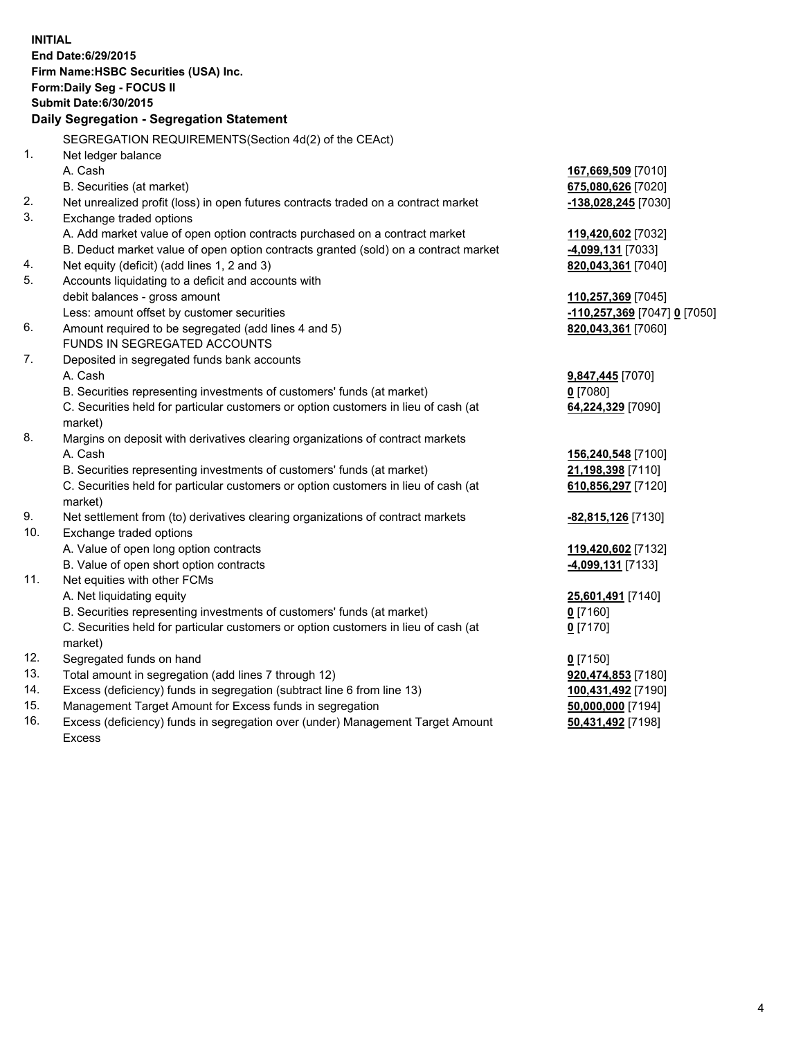**INITIAL**
**End Date:6/29/2015**
**Firm Name:HSBC Securities (USA) Inc.**
**Form:Daily Seg - FOCUS II**
**Submit Date:6/30/2015**

**Daily Segregation - Segregation Statement**

| | | |
|---|---|---|
| | SEGREGATION REQUIREMENTS(Section 4d(2) of the CEAct) | |
| 1. | Net ledger balance | |
| | A. Cash | **167,669,509** [7010] |
| | B. Securities (at market) | **675,080,626** [7020] |
| 2. | Net unrealized profit (loss) in open futures contracts traded on a contract market | **-138,028,245** [7030] |
| 3. | Exchange traded options | |
| | A. Add market value of open option contracts purchased on a contract market | **119,420,602** [7032] |
| | B. Deduct market value of open option contracts granted (sold) on a contract market | **-4,099,131** [7033] |
| 4. | Net equity (deficit) (add lines 1, 2 and 3) | **820,043,361** [7040] |
| 5. | Accounts liquidating to a deficit and accounts with debit balances - gross amount | **110,257,369** [7045] |
| | Less: amount offset by customer securities | **-110,257,369** [7047] **0** [7050] |
| 6. | Amount required to be segregated (add lines 4 and 5) | **820,043,361** [7060] |
| | FUNDS IN SEGREGATED ACCOUNTS | |
| 7. | Deposited in segregated funds bank accounts | |
| | A. Cash | **9,847,445** [7070] |
| | B. Securities representing investments of customers' funds (at market) | **0** [7080] |
| | C. Securities held for particular customers or option customers in lieu of cash (at market) | **64,224,329** [7090] |
| 8. | Margins on deposit with derivatives clearing organizations of contract markets | |
| | A. Cash | **156,240,548** [7100] |
| | B. Securities representing investments of customers' funds (at market) | **21,198,398** [7110] |
| | C. Securities held for particular customers or option customers in lieu of cash (at market) | **610,856,297** [7120] |
| 9. | Net settlement from (to) derivatives clearing organizations of contract markets | **-82,815,126** [7130] |
| 10. | Exchange traded options | |
| | A. Value of open long option contracts | **119,420,602** [7132] |
| | B. Value of open short option contracts | **-4,099,131** [7133] |
| 11. | Net equities with other FCMs | |
| | A. Net liquidating equity | **25,601,491** [7140] |
| | B. Securities representing investments of customers' funds (at market) | **0** [7160] |
| | C. Securities held for particular customers or option customers in lieu of cash (at market) | **0** [7170] |
| 12. | Segregated funds on hand | **0** [7150] |
| 13. | Total amount in segregation (add lines 7 through 12) | **920,474,853** [7180] |
| 14. | Excess (deficiency) funds in segregation (subtract line 6 from line 13) | **100,431,492** [7190] |
| 15. | Management Target Amount for Excess funds in segregation | **50,000,000** [7194] |
| 16. | Excess (deficiency) funds in segregation over (under) Management Target Amount Excess | **50,431,492** [7198] |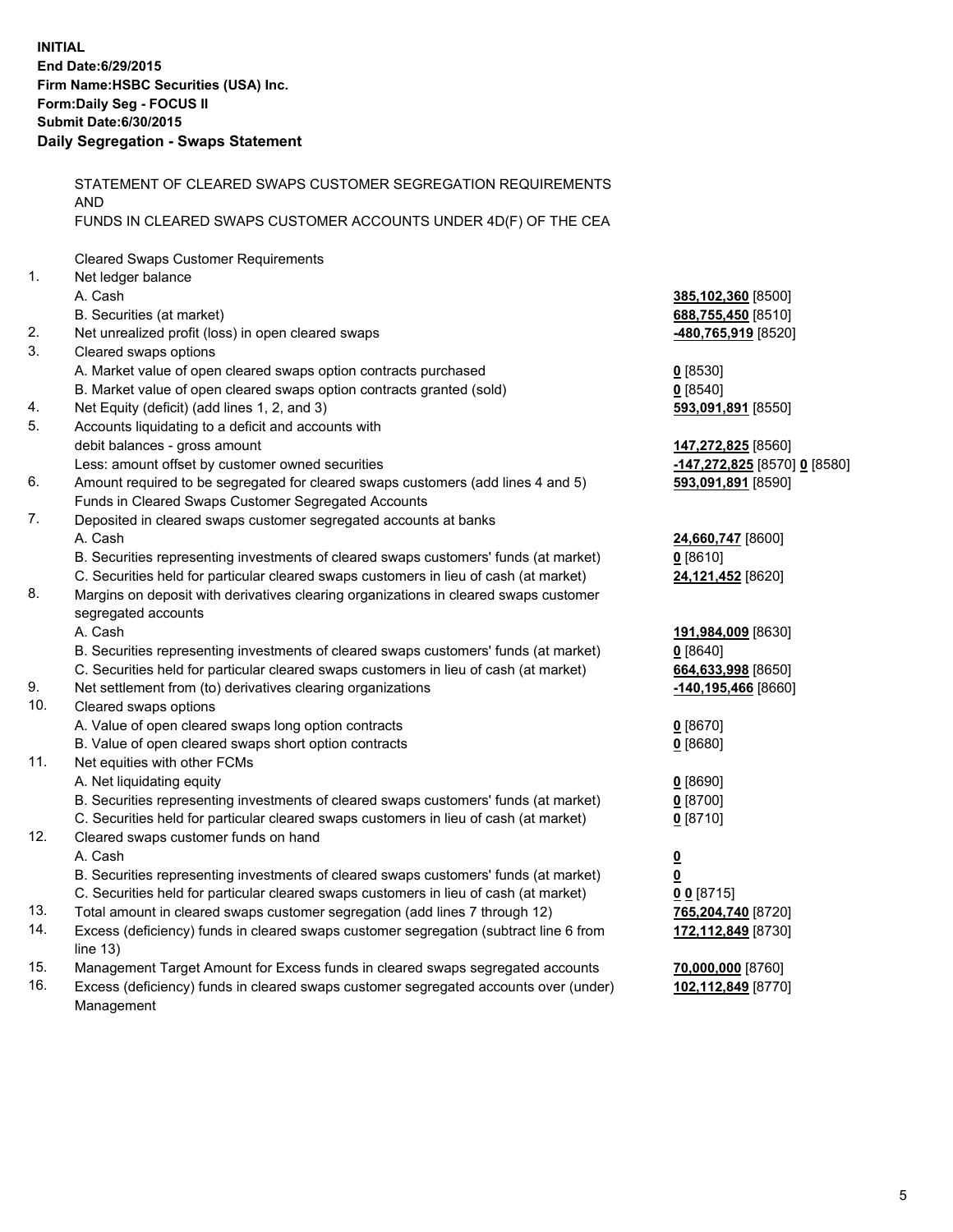**INITIAL**
**End Date:6/29/2015**
**Firm Name:HSBC Securities (USA) Inc.**
**Form:Daily Seg - FOCUS II**
**Submit Date:6/30/2015**
**Daily Segregation - Swaps Statement**

STATEMENT OF CLEARED SWAPS CUSTOMER SEGREGATION REQUIREMENTS AND FUNDS IN CLEARED SWAPS CUSTOMER ACCOUNTS UNDER 4D(F) OF THE CEA

| | | |
|---|---|---|
| | Cleared Swaps Customer Requirements | |
| 1. | Net ledger balance | |
| | A. Cash | **385,102,360** [8500] |
| | B. Securities (at market) | **688,755,450** [8510] |
| 2. | Net unrealized profit (loss) in open cleared swaps | **-480,765,919** [8520] |
| 3. | Cleared swaps options | |
| | A. Market value of open cleared swaps option contracts purchased | **0** [8530] |
| | B. Market value of open cleared swaps option contracts granted (sold) | **0** [8540] |
| 4. | Net Equity (deficit) (add lines 1, 2, and 3) | **593,091,891** [8550] |
| 5. | Accounts liquidating to a deficit and accounts with debit balances - gross amount | **147,272,825** [8560] |
| | Less: amount offset by customer owned securities | **-147,272,825** [8570] **0** [8580] |
| 6. | Amount required to be segregated for cleared swaps customers (add lines 4 and 5) | **593,091,891** [8590] |
| | Funds in Cleared Swaps Customer Segregated Accounts | |
| 7. | Deposited in cleared swaps customer segregated accounts at banks | |
| | A. Cash | **24,660,747** [8600] |
| | B. Securities representing investments of cleared swaps customers' funds (at market) | **0** [8610] |
| | C. Securities held for particular cleared swaps customers in lieu of cash (at market) | **24,121,452** [8620] |
| 8. | Margins on deposit with derivatives clearing organizations in cleared swaps customer segregated accounts | |
| | A. Cash | **191,984,009** [8630] |
| | B. Securities representing investments of cleared swaps customers' funds (at market) | **0** [8640] |
| | C. Securities held for particular cleared swaps customers in lieu of cash (at market) | **664,633,998** [8650] |
| 9. | Net settlement from (to) derivatives clearing organizations | **-140,195,466** [8660] |
| 10. | Cleared swaps options | |
| | A. Value of open cleared swaps long option contracts | **0** [8670] |
| | B. Value of open cleared swaps short option contracts | **0** [8680] |
| 11. | Net equities with other FCMs | |
| | A. Net liquidating equity | **0** [8690] |
| | B. Securities representing investments of cleared swaps customers' funds (at market) | **0** [8700] |
| | C. Securities held for particular cleared swaps customers in lieu of cash (at market) | **0** [8710] |
| 12. | Cleared swaps customer funds on hand | |
| | A. Cash | **0** |
| | B. Securities representing investments of cleared swaps customers' funds (at market) | **0** |
| | C. Securities held for particular cleared swaps customers in lieu of cash (at market) | **0** **0** [8715] |
| 13. | Total amount in cleared swaps customer segregation (add lines 7 through 12) | **765,204,740** [8720] |
| 14. | Excess (deficiency) funds in cleared swaps customer segregation (subtract line 6 from line 13) | **172,112,849** [8730] |
| 15. | Management Target Amount for Excess funds in cleared swaps segregated accounts | **70,000,000** [8760] |
| 16. | Excess (deficiency) funds in cleared swaps customer segregated accounts over (under) Management | **102,112,849** [8770] |